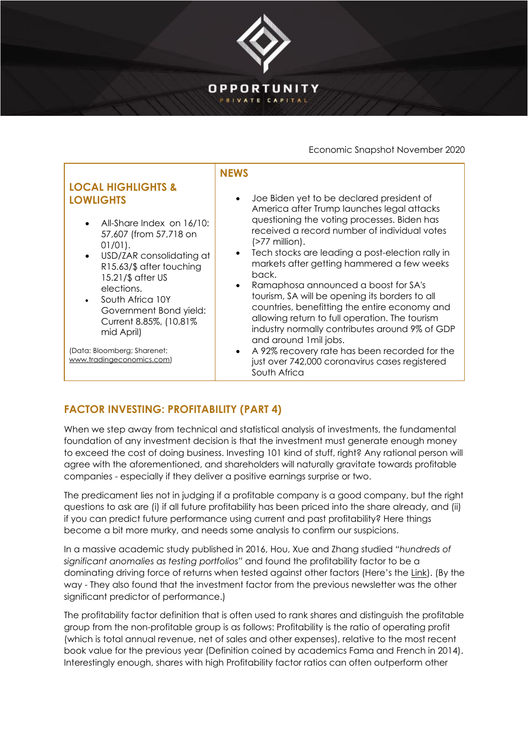OPPORTUNITY

PRIVATE CAPITAL

Economic Snapshot November 2020

## LOCAL HIGHLIGHTS & LOWLIGHTS

- All-Share Index on 16/10: 57,607 (from 57,718 on 01/01).
- USD/ZAR consolidating at R15.63/$ after touching 15.21/$ after US elections.
- South Africa 10Y Government Bond yield: Current 8.85%, (10.81% mid April)

(Data: Bloomberg; Sharenet; www.tradingeconomics.com)

## NEWS

- Joe Biden yet to be declared president of America after Trump launches legal attacks questioning the voting processes. Biden has received a record number of individual votes (>77 million).
- Tech stocks are leading a post-election rally in markets after getting hammered a few weeks back.
- Ramaphosa announced a boost for SA's tourism, SA will be opening its borders to all countries, benefitting the entire economy and allowing return to full operation. The tourism industry normally contributes around 9% of GDP and around 1mil jobs.
- A 92% recovery rate has been recorded for the just over 742,000 coronavirus cases registered South Africa

## FACTOR INVESTING: PROFITABILITY (PART 4)

When we step away from technical and statistical analysis of investments, the fundamental foundation of any investment decision is that the investment must generate enough money to exceed the cost of doing business. Investing 101 kind of stuff, right? Any rational person will agree with the aforementioned, and shareholders will naturally gravitate towards profitable companies - especially if they deliver a positive earnings surprise or two.

The predicament lies not in judging if a profitable company is a good company, but the right questions to ask are (i) if all future profitability has been priced into the share already, and (ii) if you can predict future performance using current and past profitability? Here things become a bit more murky, and needs some analysis to confirm our suspicions.

In a massive academic study published in 2016, Hou, Xue and Zhang studied *"hundreds of significant anomalies as testing portfolios"* and found the profitability factor to be a dominating driving force of returns when tested against other factors (Here's the Link). (By the way - They also found that the investment factor from the previous newsletter was the other significant predictor of performance.)

The profitability factor definition that is often used to rank shares and distinguish the profitable group from the non-profitable group is as follows: Profitability is the ratio of operating profit (which is total annual revenue, net of sales and other expenses), relative to the most recent book value for the previous year (Definition coined by academics Fama and French in 2014). Interestingly enough, shares with high Profitability factor ratios can often outperform other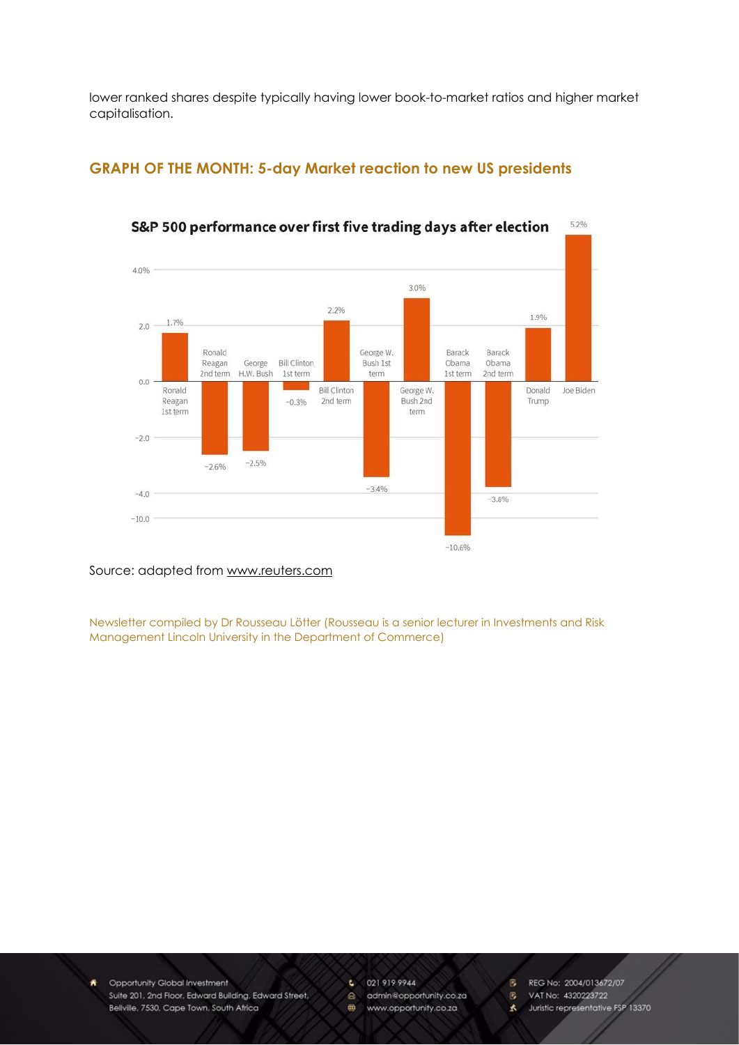lower ranked shares despite typically having lower book-to-market ratios and higher market capitalisation.

## GRAPH OF THE MONTH: 5-day Market reaction to new US presidents

S&P 500 performance over first five trading days after election

4.0%
2.0
0.0
−2.0
−4.0
−10.0

Ronald Reagan 1st term 1.7%
Ronald Reagan 2nd term −2.6%
George H.W. Bush −2.5%
Bill Clinton 1st term −0.3%
Bill Clinton 2nd term 2.2%
George W. Bush 1st term −3.4%
George W. Bush 2nd term 3.0%
Barack Obama 1st term −10.6%
Barack Obama 2nd term −3.8%
Donald Trump 1.9%
Joe Biden 5.2%

Source: adapted from www.reuters.com

Newsletter compiled by Dr Rousseau Lötter (Rousseau is a senior lecturer in Investments and Risk Management Lincoln University in the Department of Commerce)